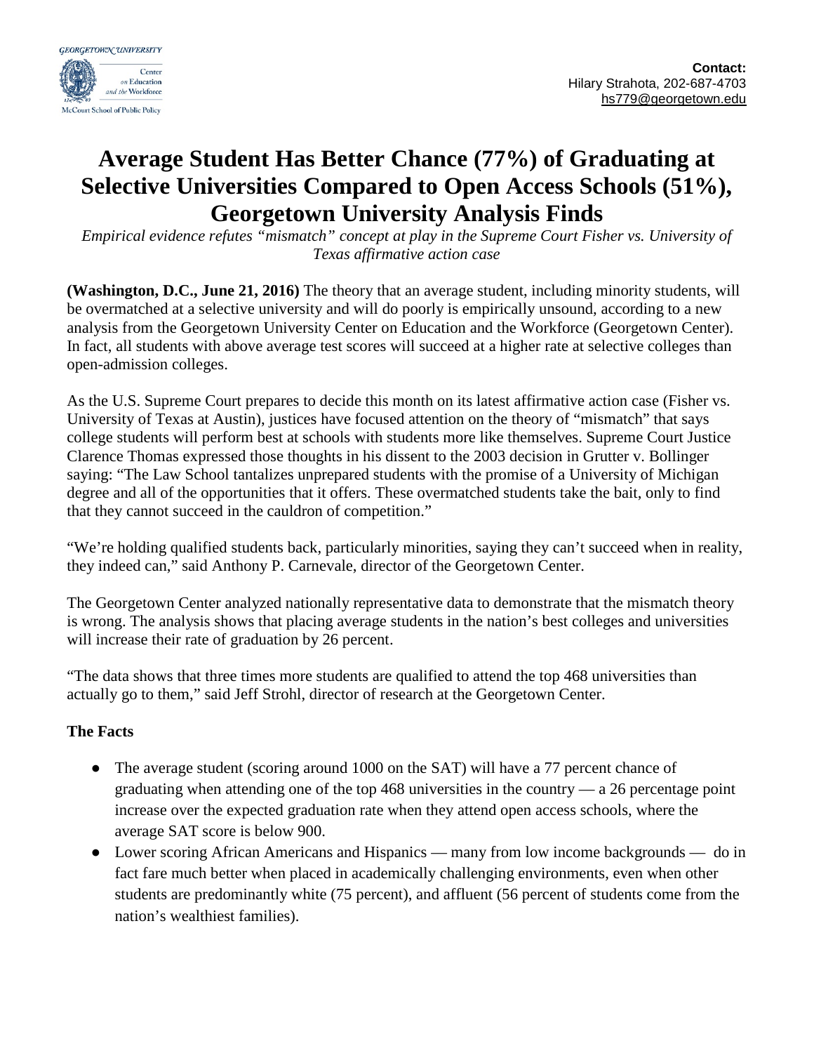GEORGETOWN UNIVERSITY

Center on Education and the Workforce

McCourt School of Public Policy

**Contact:**
Hilary Strahota, 202-687-4703
hs779@georgetown.edu

# Average Student Has Better Chance (77%) of Graduating at Selective Universities Compared to Open Access Schools (51%), Georgetown University Analysis Finds

*Empirical evidence refutes "mismatch" concept at play in the Supreme Court Fisher vs. University of Texas affirmative action case*

**(Washington, D.C., June 21, 2016)** The theory that an average student, including minority students, will be overmatched at a selective university and will do poorly is empirically unsound, according to a new analysis from the Georgetown University Center on Education and the Workforce (Georgetown Center). In fact, all students with above average test scores will succeed at a higher rate at selective colleges than open-admission colleges.

As the U.S. Supreme Court prepares to decide this month on its latest affirmative action case (Fisher vs. University of Texas at Austin), justices have focused attention on the theory of "mismatch" that says college students will perform best at schools with students more like themselves. Supreme Court Justice Clarence Thomas expressed those thoughts in his dissent to the 2003 decision in Grutter v. Bollinger saying: "The Law School tantalizes unprepared students with the promise of a University of Michigan degree and all of the opportunities that it offers. These overmatched students take the bait, only to find that they cannot succeed in the cauldron of competition."

"We're holding qualified students back, particularly minorities, saying they can't succeed when in reality, they indeed can," said Anthony P. Carnevale, director of the Georgetown Center.

The Georgetown Center analyzed nationally representative data to demonstrate that the mismatch theory is wrong. The analysis shows that placing average students in the nation's best colleges and universities will increase their rate of graduation by 26 percent.

"The data shows that three times more students are qualified to attend the top 468 universities than actually go to them," said Jeff Strohl, director of research at the Georgetown Center.

### The Facts

- The average student (scoring around 1000 on the SAT) will have a 77 percent chance of graduating when attending one of the top 468 universities in the country — a 26 percentage point increase over the expected graduation rate when they attend open access schools, where the average SAT score is below 900.
- Lower scoring African Americans and Hispanics — many from low income backgrounds — do in fact fare much better when placed in academically challenging environments, even when other students are predominantly white (75 percent), and affluent (56 percent of students come from the nation's wealthiest families).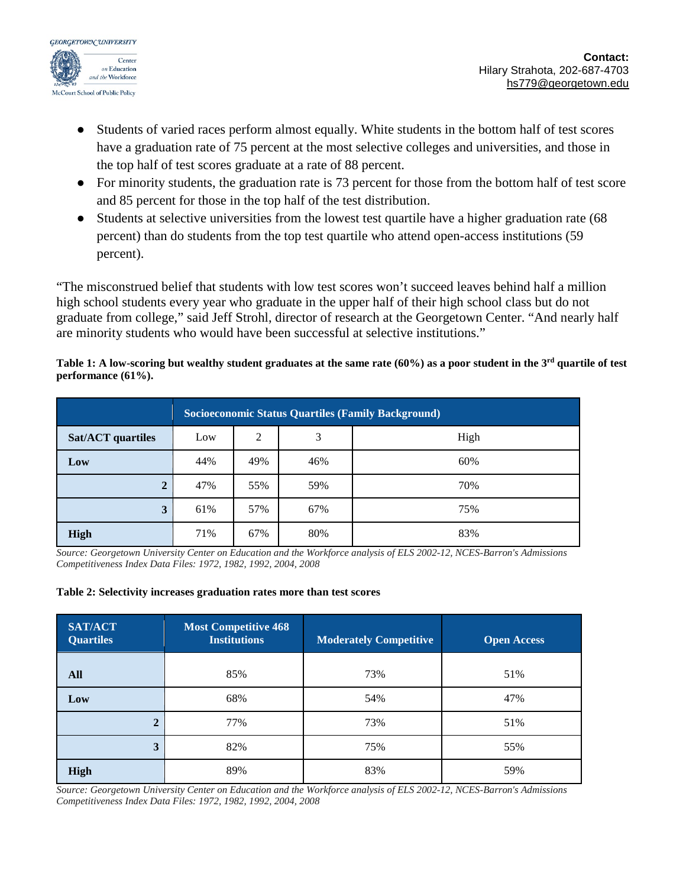- Students of varied races perform almost equally. White students in the bottom half of test scores have a graduation rate of 75 percent at the most selective colleges and universities, and those in the top half of test scores graduate at a rate of 88 percent.
- For minority students, the graduation rate is 73 percent for those from the bottom half of test score and 85 percent for those in the top half of the test distribution.
- Students at selective universities from the lowest test quartile have a higher graduation rate (68 percent) than do students from the top test quartile who attend open-access institutions (59 percent).

"The misconstrued belief that students with low test scores won't succeed leaves behind half a million high school students every year who graduate in the upper half of their high school class but do not graduate from college," said Jeff Strohl, director of research at the Georgetown Center. "And nearly half are minority students who would have been successful at selective institutions."

**Table 1: A low-scoring but wealthy student graduates at the same rate (60%) as a poor student in the 3rd quartile of test performance (61%).**

| | Socioeconomic Status Quartiles (Family Background) | | | |
|---|---|---|---|---|
| **Sat/ACT quartiles** | Low | 2 | 3 | High |
| **Low** | 44% | 49% | 46% | 60% |
| **2** | 47% | 55% | 59% | 70% |
| **3** | 61% | 57% | 67% | 75% |
| **High** | 71% | 67% | 80% | 83% |

*Source: Georgetown University Center on Education and the Workforce analysis of ELS 2002-12, NCES-Barron's Admissions Competitiveness Index Data Files: 1972, 1982, 1992, 2004, 2008*

**Table 2: Selectivity increases graduation rates more than test scores**

| SAT/ACT Quartiles | Most Competitive 468 Institutions | Moderately Competitive | Open Access |
|---|---|---|---|
| **All** | 85% | 73% | 51% |
| **Low** | 68% | 54% | 47% |
| **2** | 77% | 73% | 51% |
| **3** | 82% | 75% | 55% |
| **High** | 89% | 83% | 59% |

*Source: Georgetown University Center on Education and the Workforce analysis of ELS 2002-12, NCES-Barron's Admissions Competitiveness Index Data Files: 1972, 1982, 1992, 2004, 2008*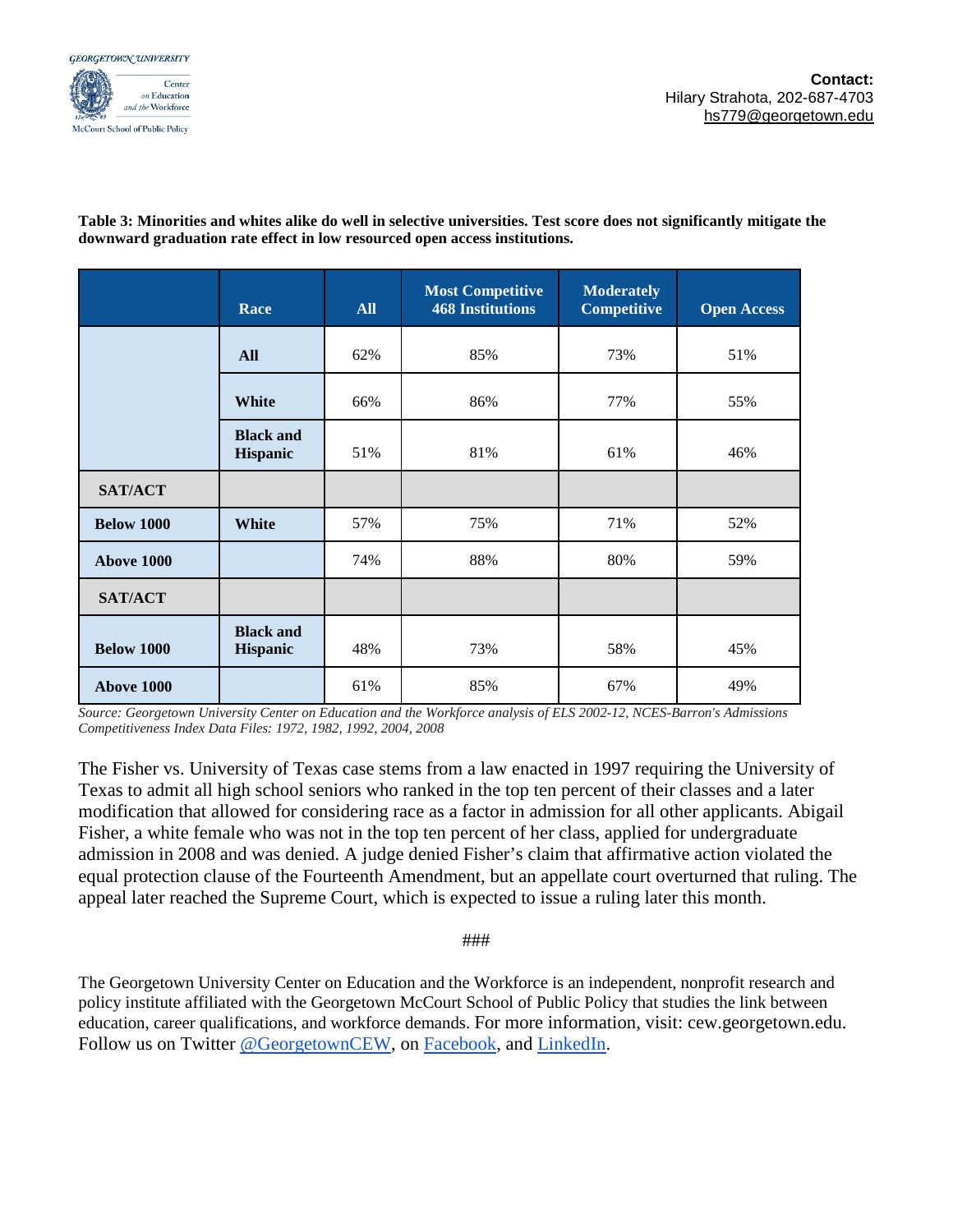**Contact:**
Hilary Strahota, 202-687-4703
hs779@georgetown.edu

**Table 3: Minorities and whites alike do well in selective universities. Test score does not significantly mitigate the downward graduation rate effect in low resourced open access institutions.**

| | Race | All | Most Competitive 468 Institutions | Moderately Competitive | Open Access |
|---|---|---|---|---|---|
| | All | 62% | 85% | 73% | 51% |
| | White | 66% | 86% | 77% | 55% |
| | Black and Hispanic | 51% | 81% | 61% | 46% |
| SAT/ACT | | | | | |
| Below 1000 | White | 57% | 75% | 71% | 52% |
| Above 1000 | | 74% | 88% | 80% | 59% |
| SAT/ACT | | | | | |
| Below 1000 | Black and Hispanic | 48% | 73% | 58% | 45% |
| Above 1000 | | 61% | 85% | 67% | 49% |

*Source: Georgetown University Center on Education and the Workforce analysis of ELS 2002-12, NCES-Barron's Admissions Competitiveness Index Data Files: 1972, 1982, 1992, 2004, 2008*

The Fisher vs. University of Texas case stems from a law enacted in 1997 requiring the University of Texas to admit all high school seniors who ranked in the top ten percent of their classes and a later modification that allowed for considering race as a factor in admission for all other applicants. Abigail Fisher, a white female who was not in the top ten percent of her class, applied for undergraduate admission in 2008 and was denied. A judge denied Fisher's claim that affirmative action violated the equal protection clause of the Fourteenth Amendment, but an appellate court overturned that ruling. The appeal later reached the Supreme Court, which is expected to issue a ruling later this month.

###

The Georgetown University Center on Education and the Workforce is an independent, nonprofit research and policy institute affiliated with the Georgetown McCourt School of Public Policy that studies the link between education, career qualifications, and workforce demands. For more information, visit: cew.georgetown.edu. Follow us on Twitter @GeorgetownCEW, on Facebook, and LinkedIn.